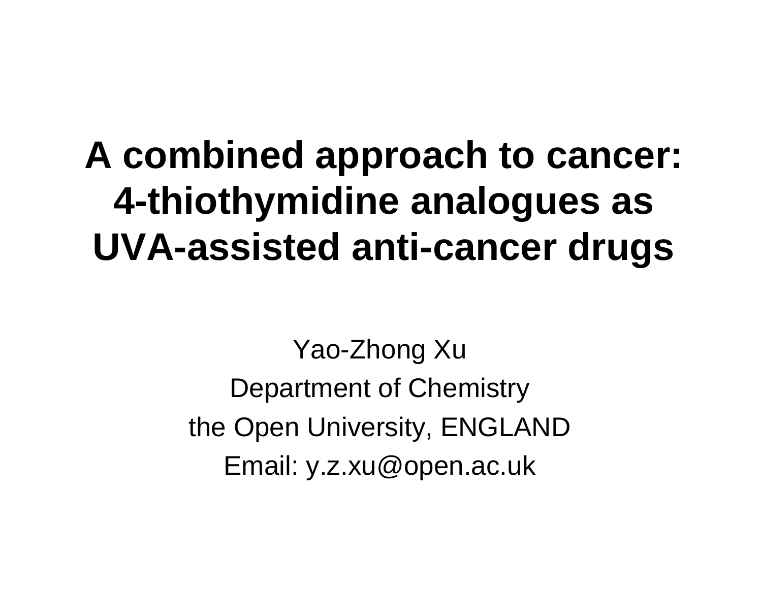# A combined approach to cancer: 4-thiothymidine analogues as UVA-assisted anti-cancer drugs

Yao-Zhong Xu

Department of Chemistry

the Open University, ENGLAND

Email: y.z.xu@open.ac.uk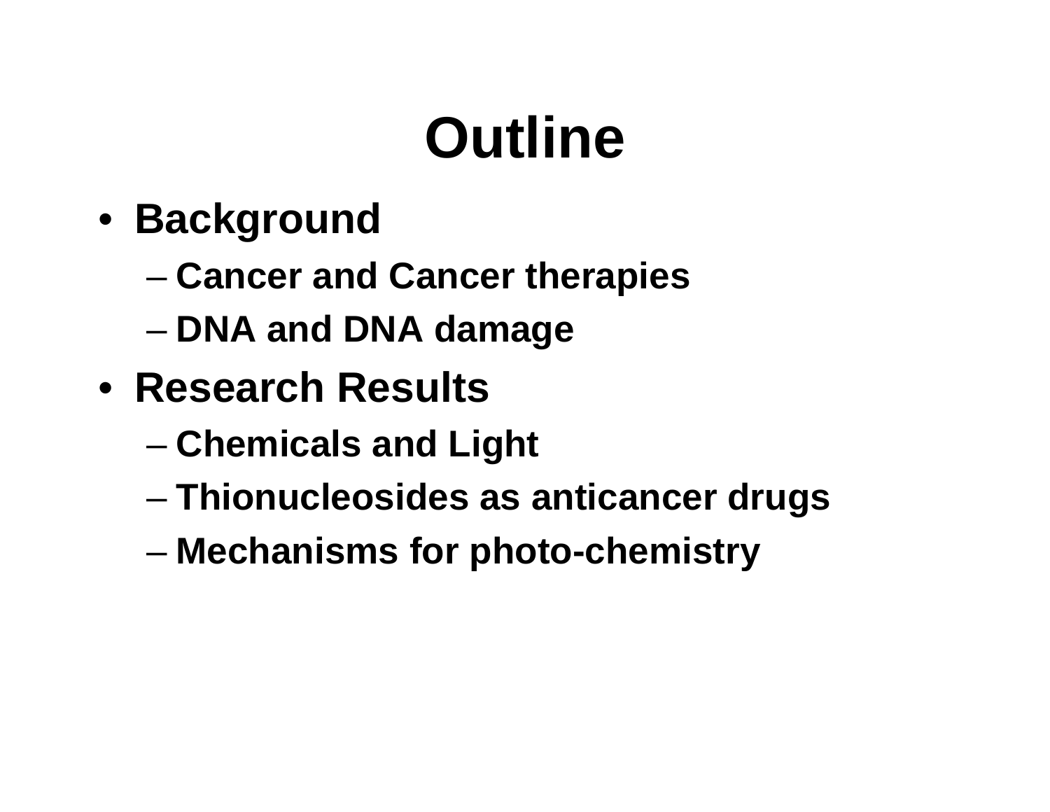# Outline

- **Background**
  - **Cancer and Cancer therapies**
  - **DNA and DNA damage**
- **Research Results**
  - **Chemicals and Light**
  - **Thionucleosides as anticancer drugs**
  - **Mechanisms for photo-chemistry**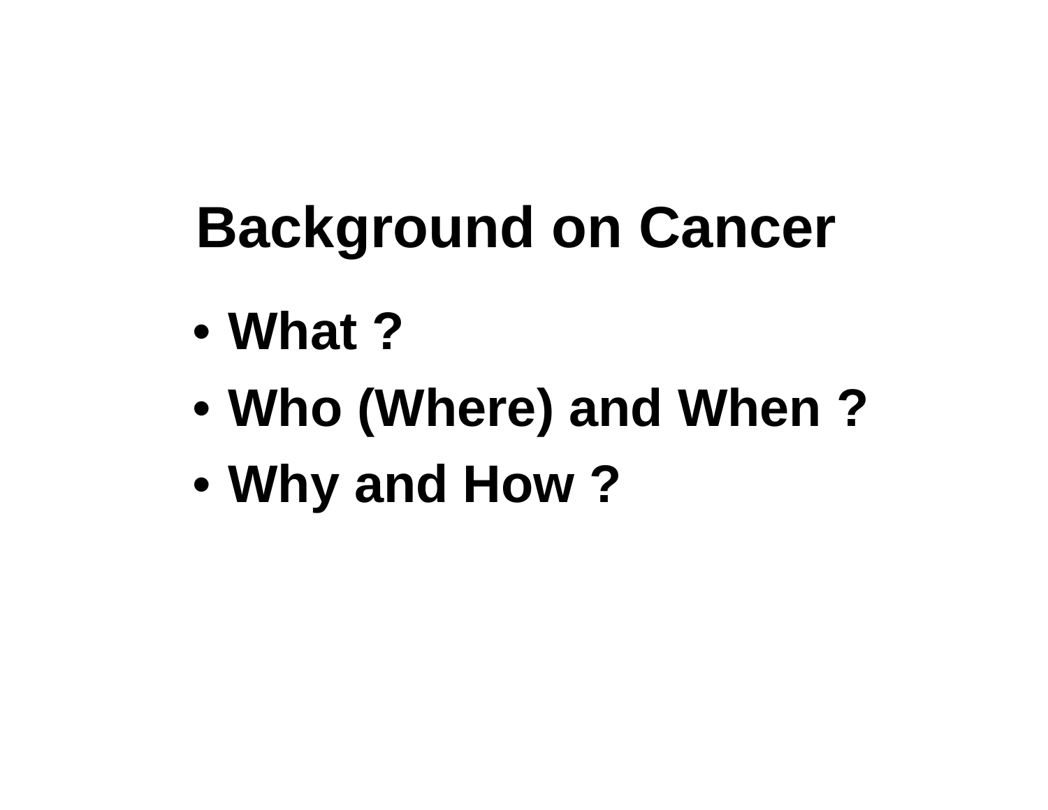# Background on Cancer

- **What ?**
- **Who (Where) and When ?**
- **Why and How ?**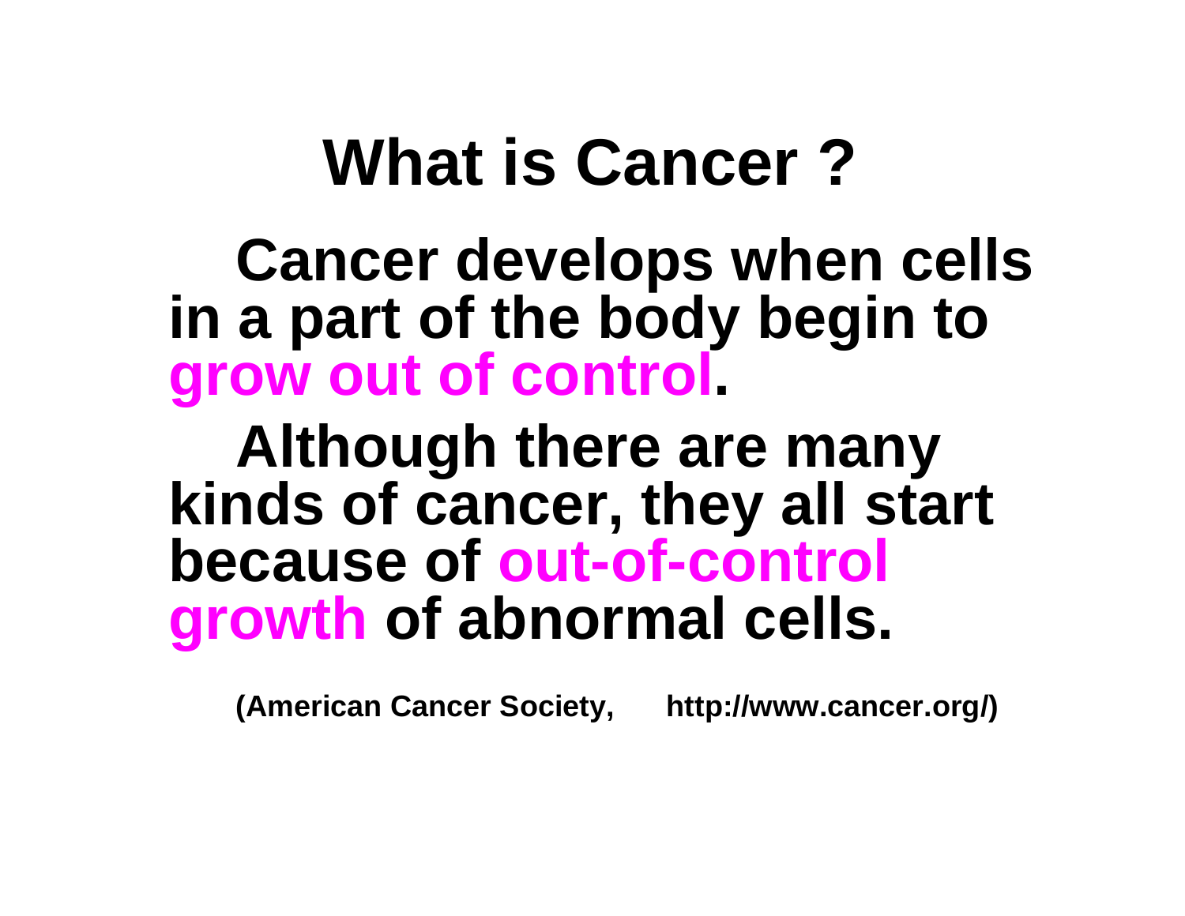# What is Cancer ?

**Cancer develops when cells in a part of the body begin to grow out of control.**

**Although there are many kinds of cancer, they all start because of out-of-control growth of abnormal cells.**

**(American Cancer Society, http://www.cancer.org/)**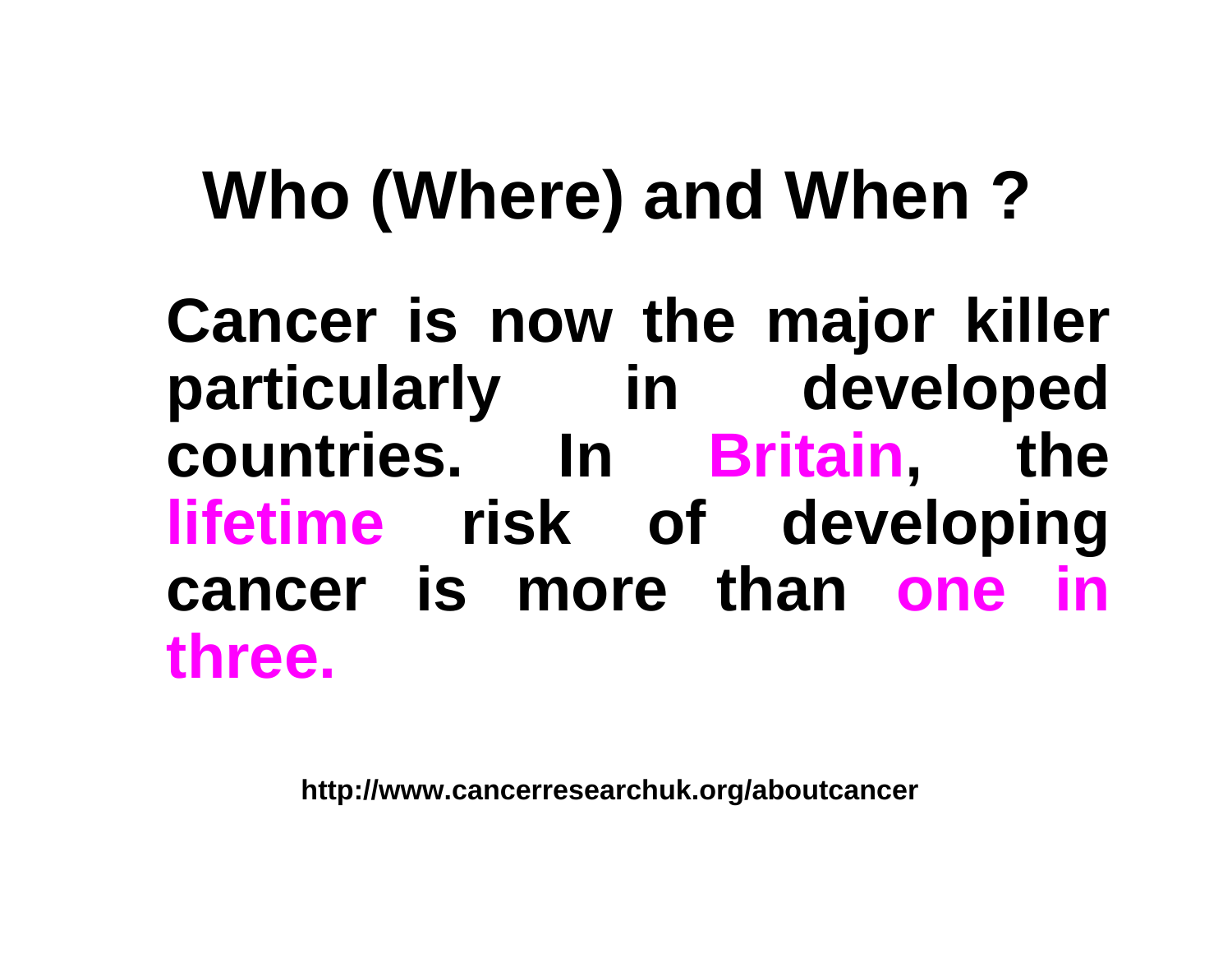# Who (Where) and When ?

**Cancer is now the major killer particularly in developed countries. In Britain, the lifetime risk of developing cancer is more than one in three.**

**http://www.cancerresearchuk.org/aboutcancer**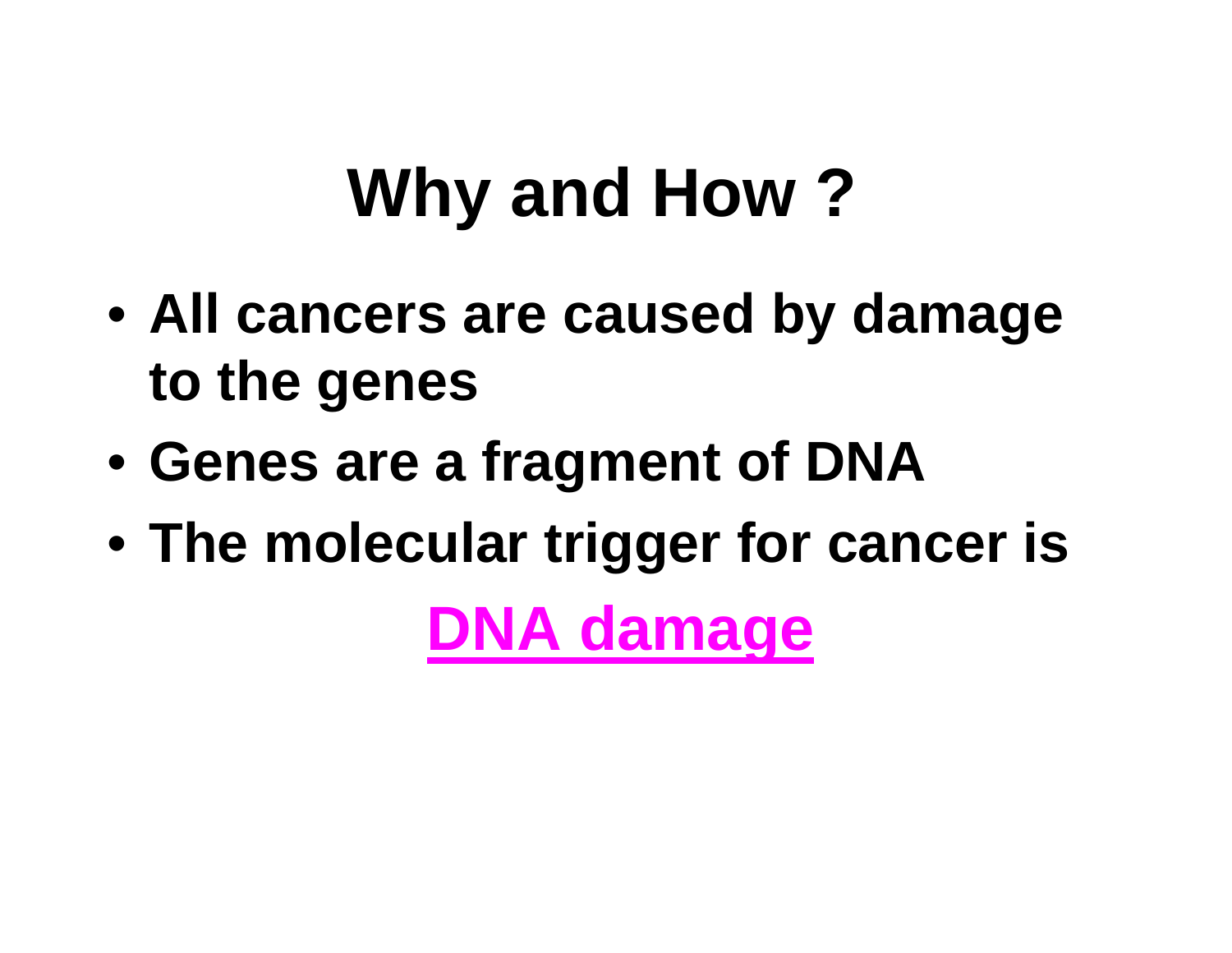# Why and How ?

- **All cancers are caused by damage to the genes**
- **Genes are a fragment of DNA**
- **The molecular trigger for cancer is**

**DNA damage**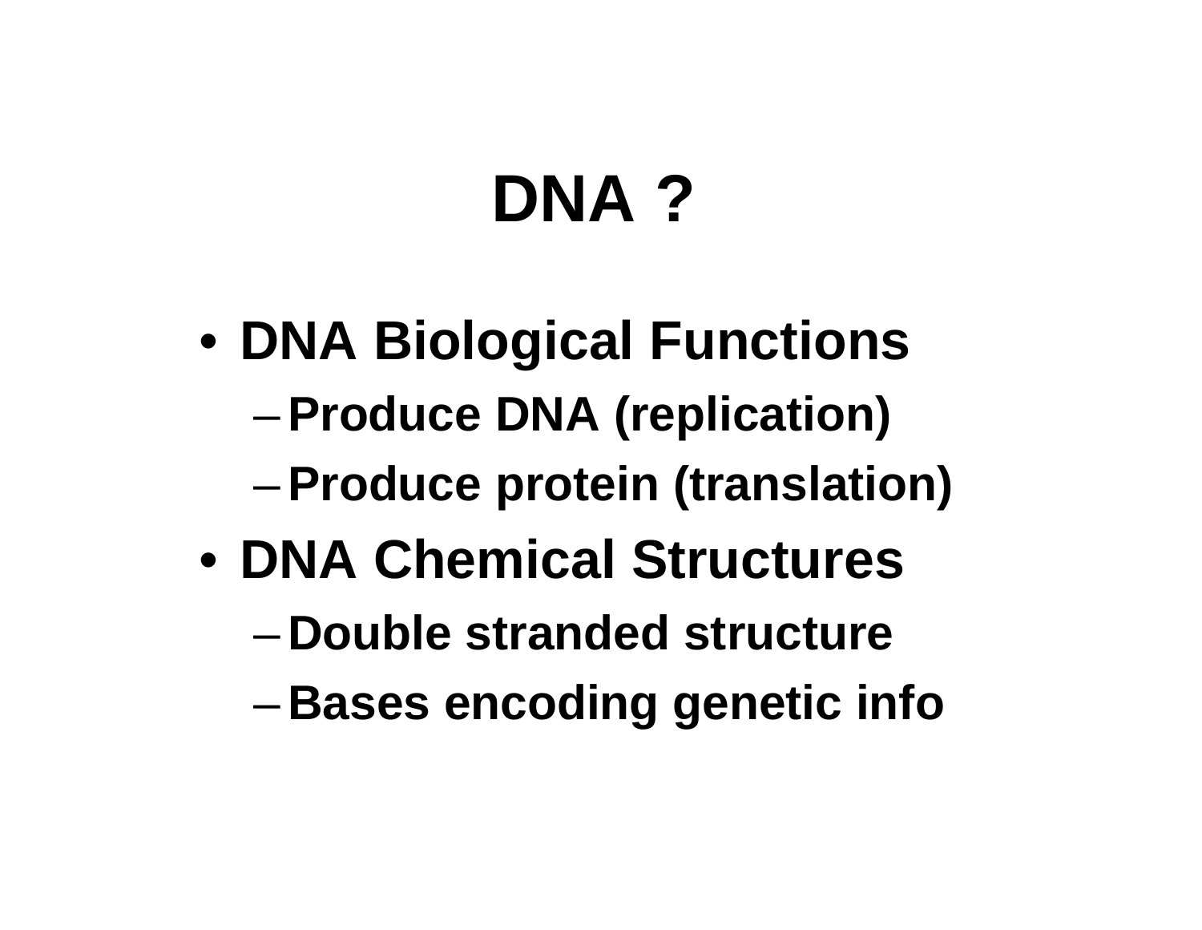# DNA ?

- **DNA Biological Functions**
  - **Produce DNA (replication)**
  - **Produce protein (translation)**
- **DNA Chemical Structures**
  - **Double stranded structure**
  - **Bases encoding genetic info**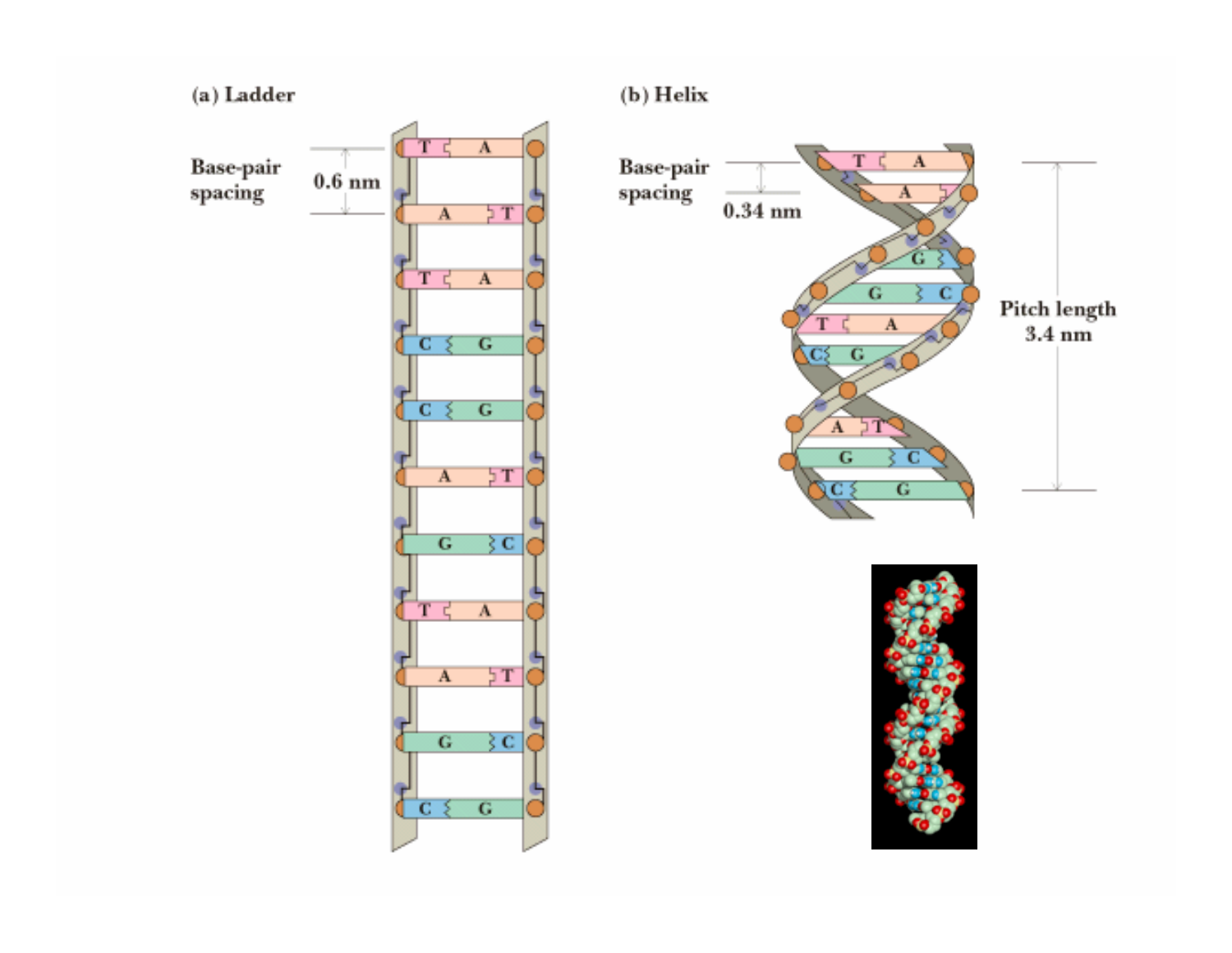(a) Ladder

Base-pair spacing

0.6 nm

(b) Helix

Base-pair spacing

0.34 nm

Pitch length 3.4 nm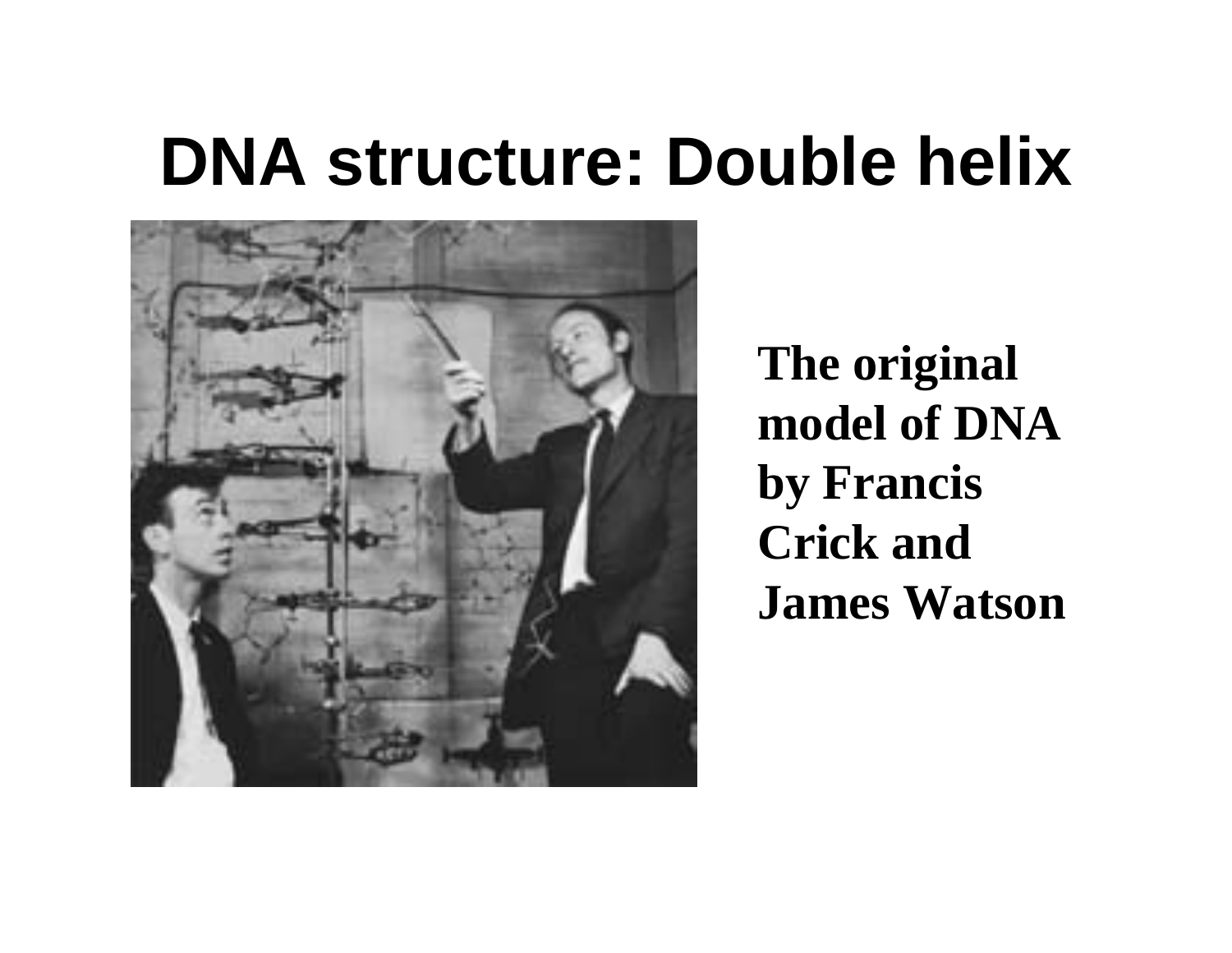# DNA structure: Double helix

**The original model of DNA by Francis Crick and James Watson**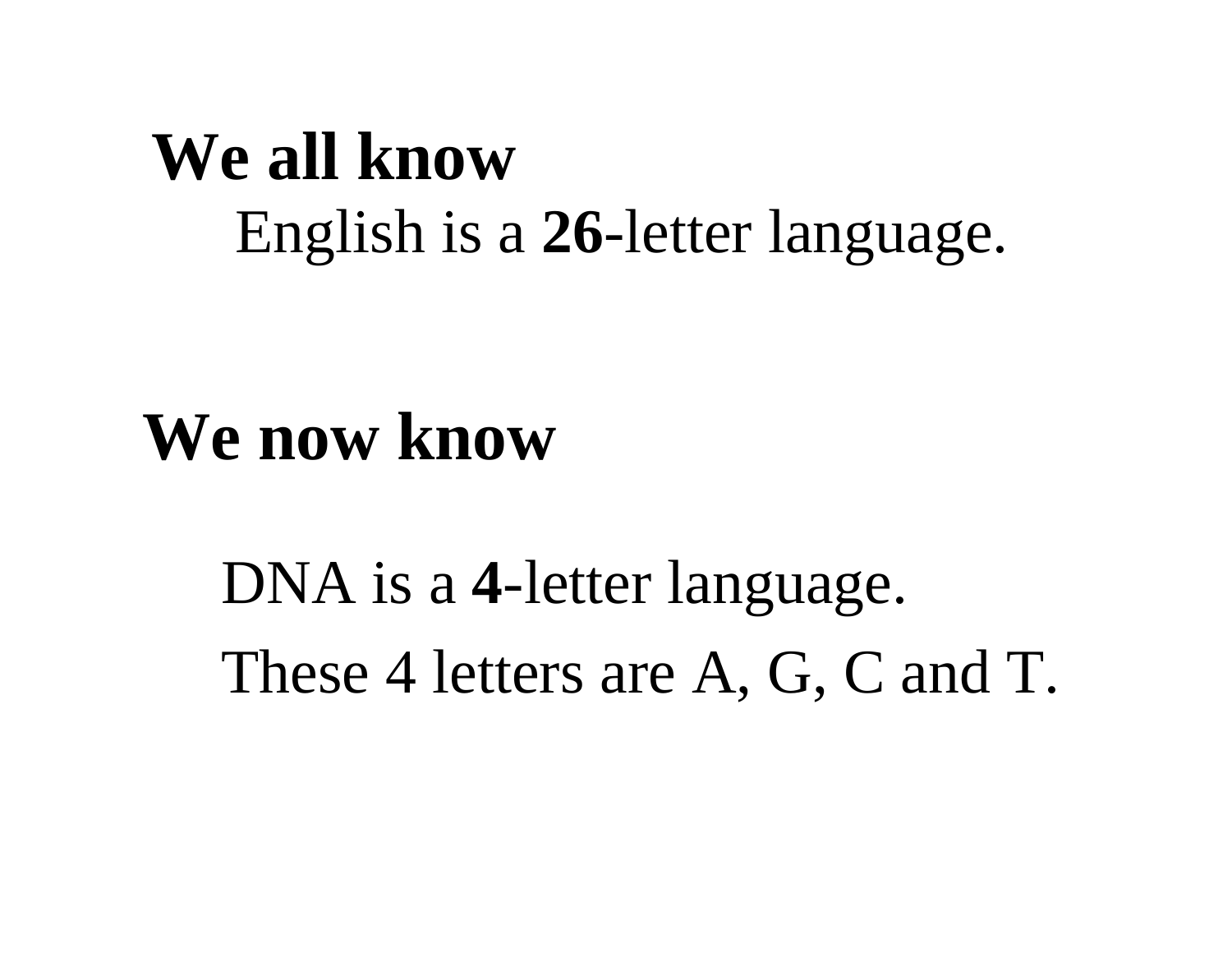**We all know**

English is a **26**-letter language.

**We now know**

DNA is a **4**-letter language.

These 4 letters are A, G, C and T.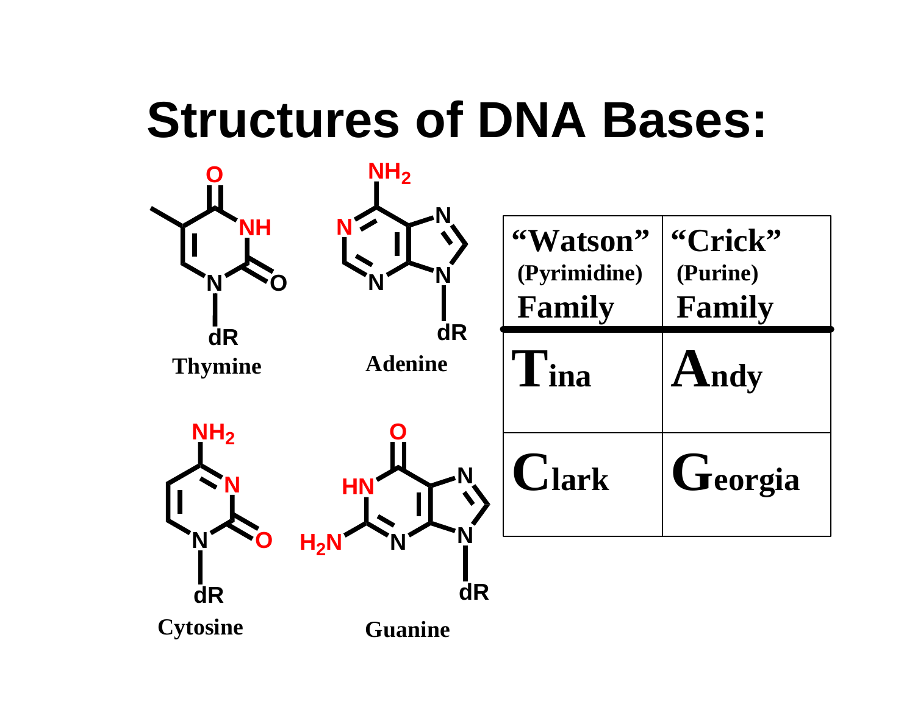# Structures of DNA Bases:

Thymine

Adenine

Cytosine

Guanine

| "Watson" (Pyrimidine) Family | "Crick" (Purine) Family |
|---|---|
| **T**ina | **A**ndy |
| **C**lark | **G**eorgia |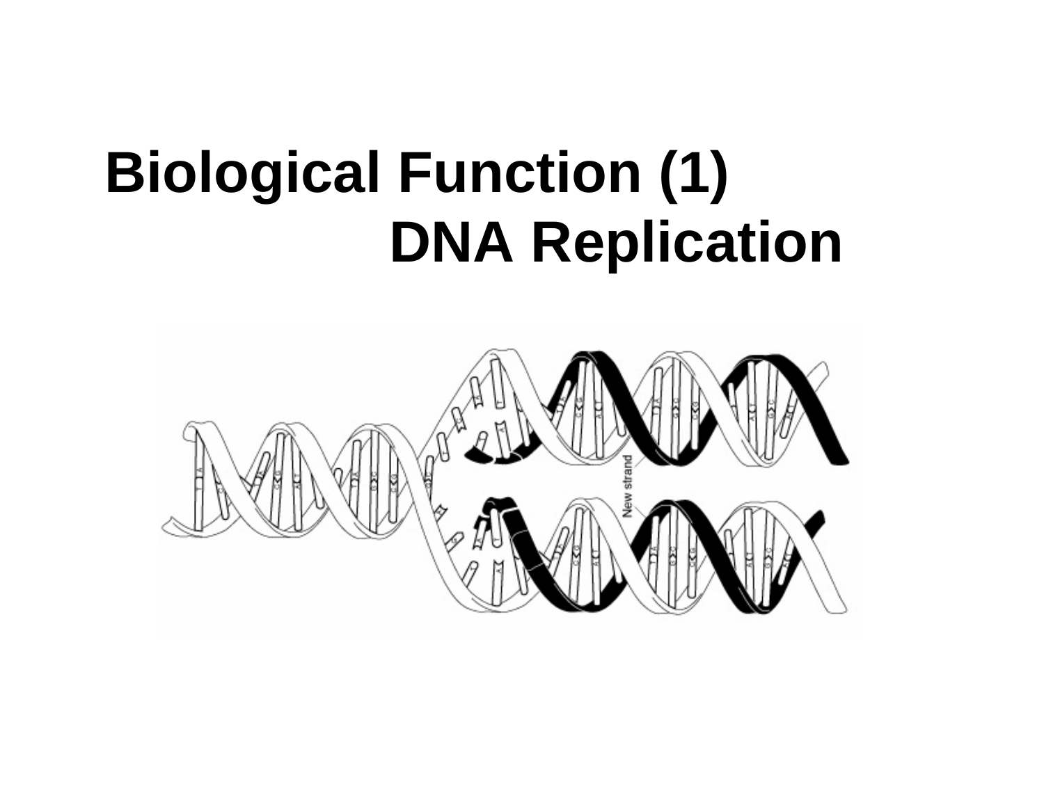# Biological Function (1)

## DNA Replication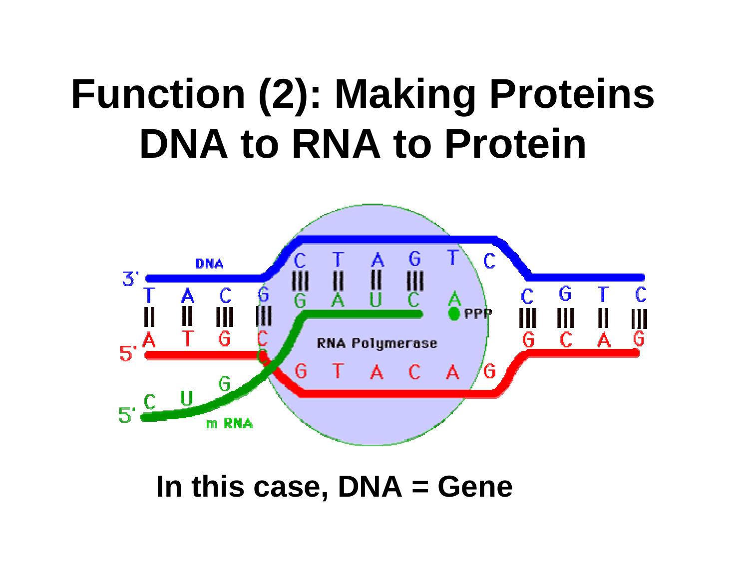# Function (2): Making Proteins
# DNA to RNA to Protein

**In this case, DNA = Gene**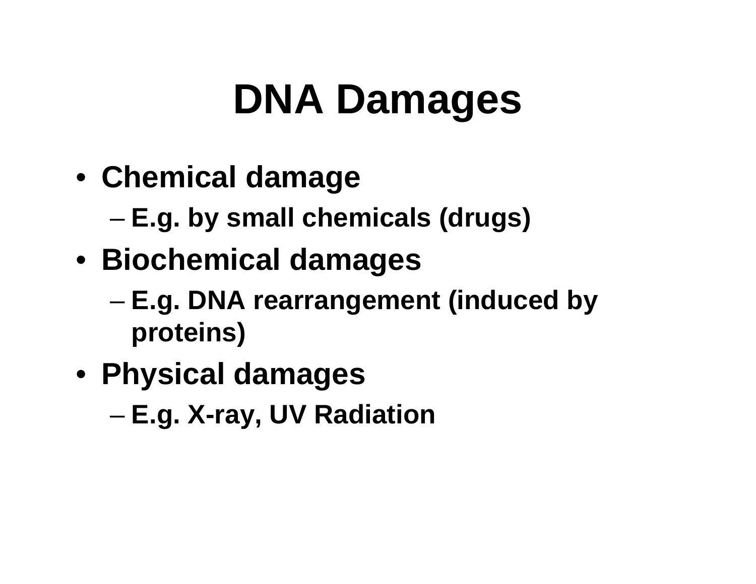# DNA Damages

- **Chemical damage**
  - **E.g. by small chemicals (drugs)**
- **Biochemical damages**
  - **E.g. DNA rearrangement (induced by proteins)**
- **Physical damages**
  - **E.g. X-ray, UV Radiation**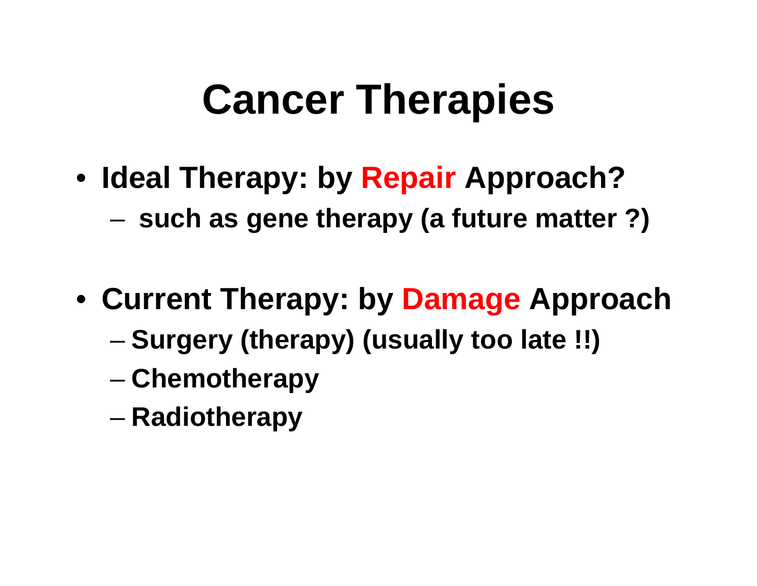# Cancer Therapies

- **Ideal Therapy: by Repair Approach?**
  - **such as gene therapy (a future matter ?)**

- **Current Therapy: by Damage Approach**
  - **Surgery (therapy) (usually too late !!)**
  - **Chemotherapy**
  - **Radiotherapy**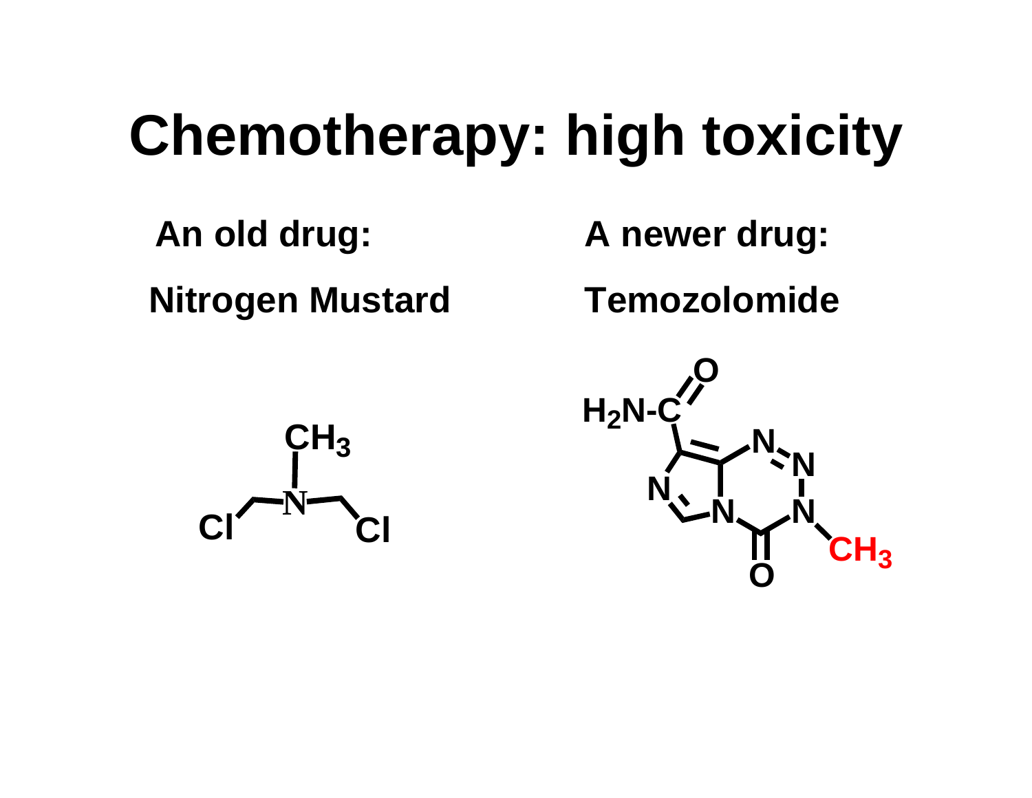# Chemotherapy: high toxicity

**An old drug:**

**Nitrogen Mustard**

**A newer drug:**

**Temozolomide**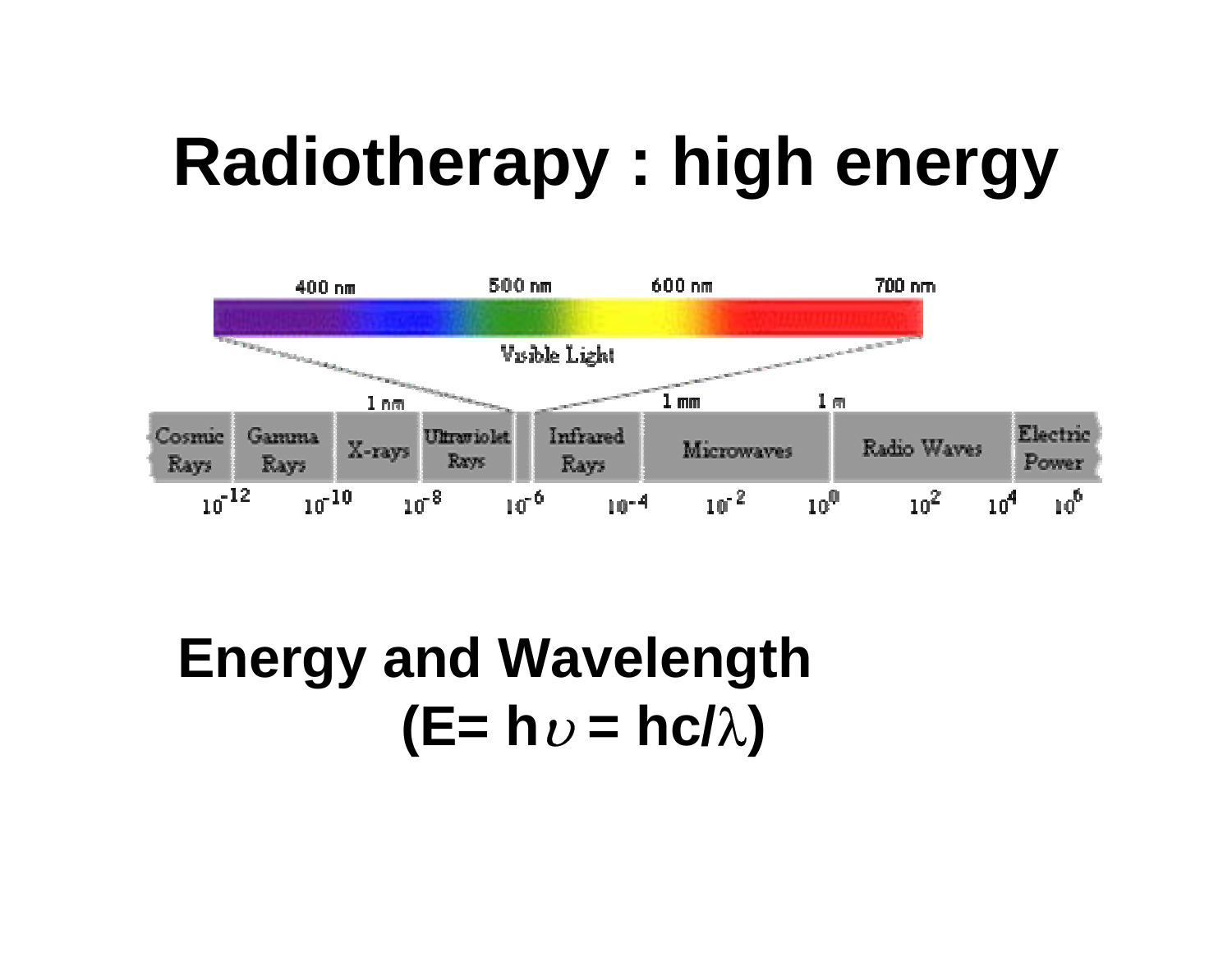# Radiotherapy : high energy

| 400 nm | 500 nm | 600 nm | 700 nm |
|---|---|---|---|

Visible Light

| | | 1 nm | | | | 1 mm | 1 m | | |
|---|---|---|---|---|---|---|---|---|---|
| Cosmic Rays | Gamma Rays | X-rays | Ultraviolet Rays | | Infrared Rays | Microwaves | | Radio Waves | Electric Power |

$10^{-12}$ $10^{-10}$ $10^{-8}$ $10^{-6}$ $10^{-4}$ $10^{-2}$ $10^{0}$ $10^{2}$ $10^{4}$ $10^{6}$

**Energy and Wavelength**

**($E = h\upsilon = hc/\lambda$)**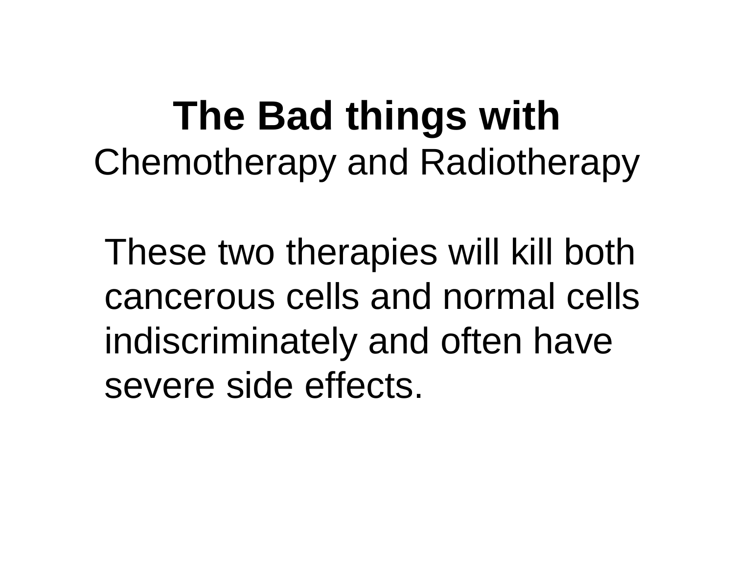# **The Bad things with** Chemotherapy and Radiotherapy

These two therapies will kill both cancerous cells and normal cells indiscriminately and often have severe side effects.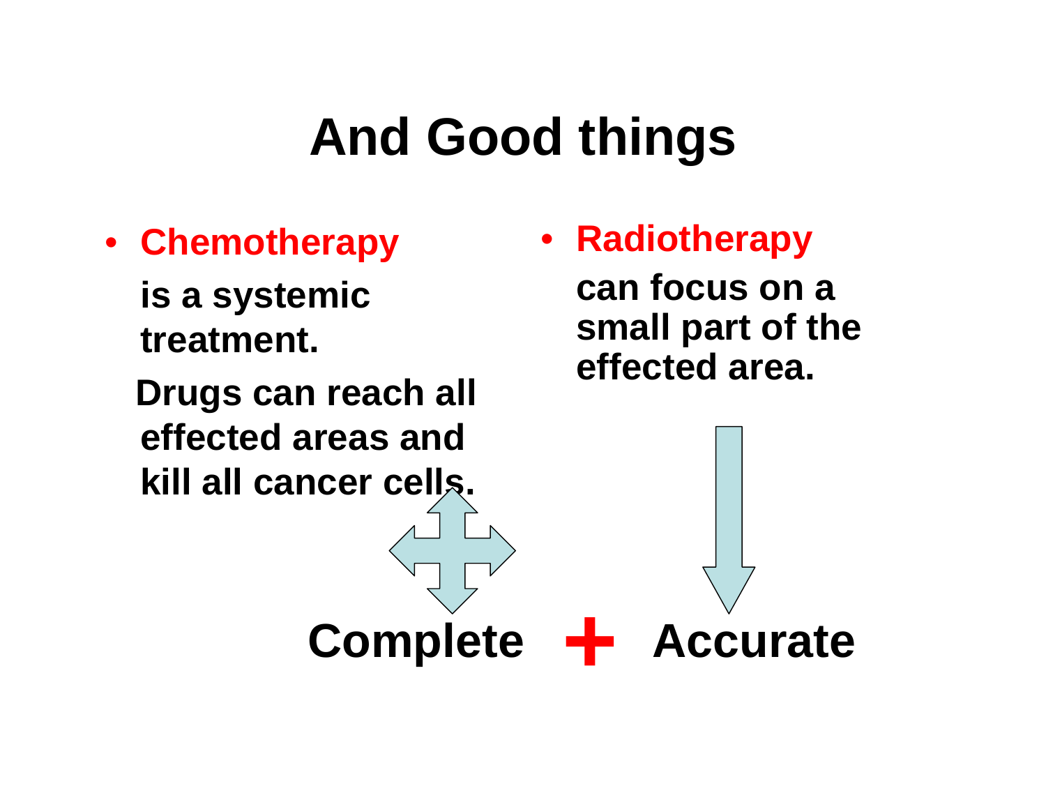# And Good things

- **Chemotherapy**

  **is a systemic treatment.**

  **Drugs can reach all effected areas and kill all cancer cells.**

- **Radiotherapy**

  **can focus on a small part of the effected area.**

**Complete + Accurate**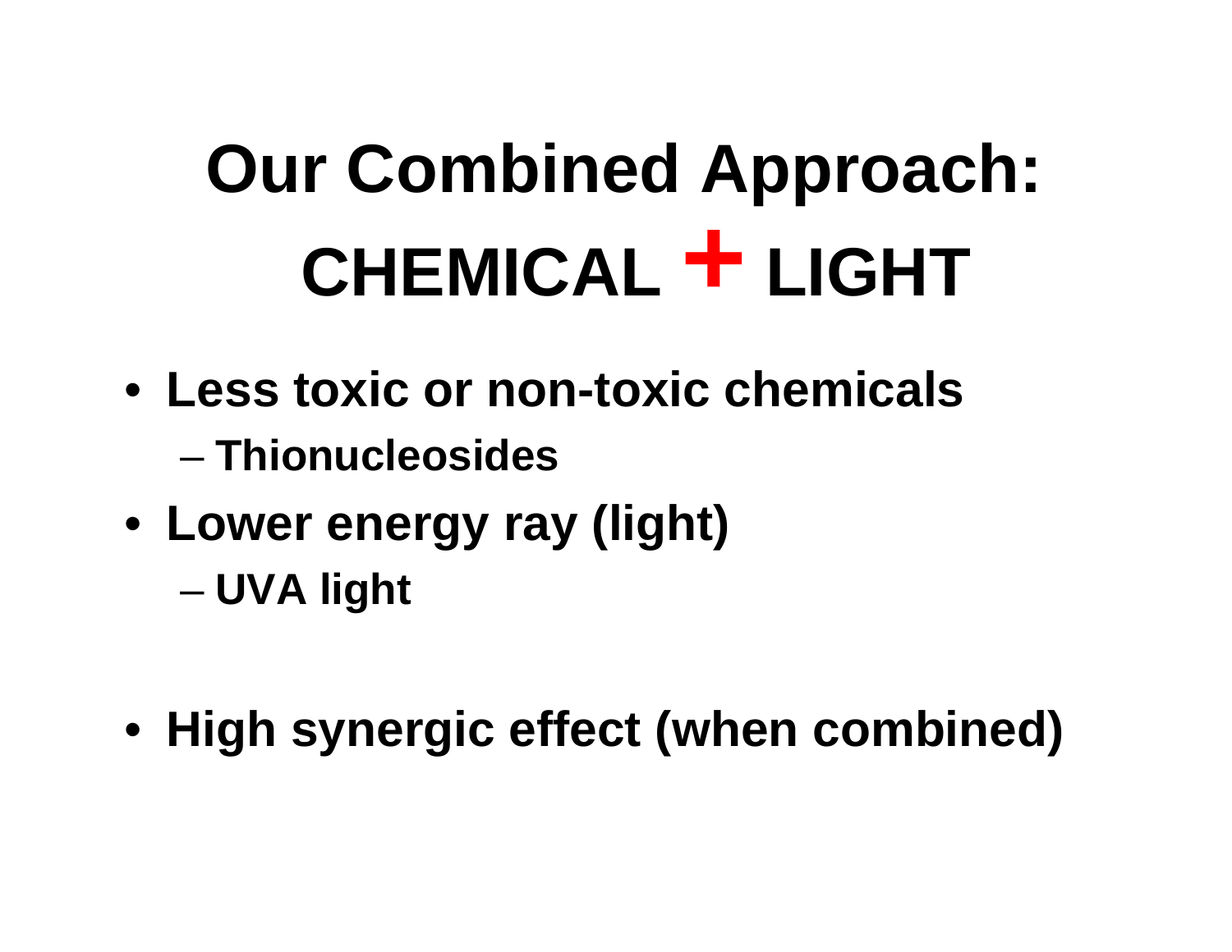# Our Combined Approach: CHEMICAL + LIGHT

- **Less toxic or non-toxic chemicals**
  - **Thionucleosides**
- **Lower energy ray (light)**
  - **UVA light**

- **High synergic effect (when combined)**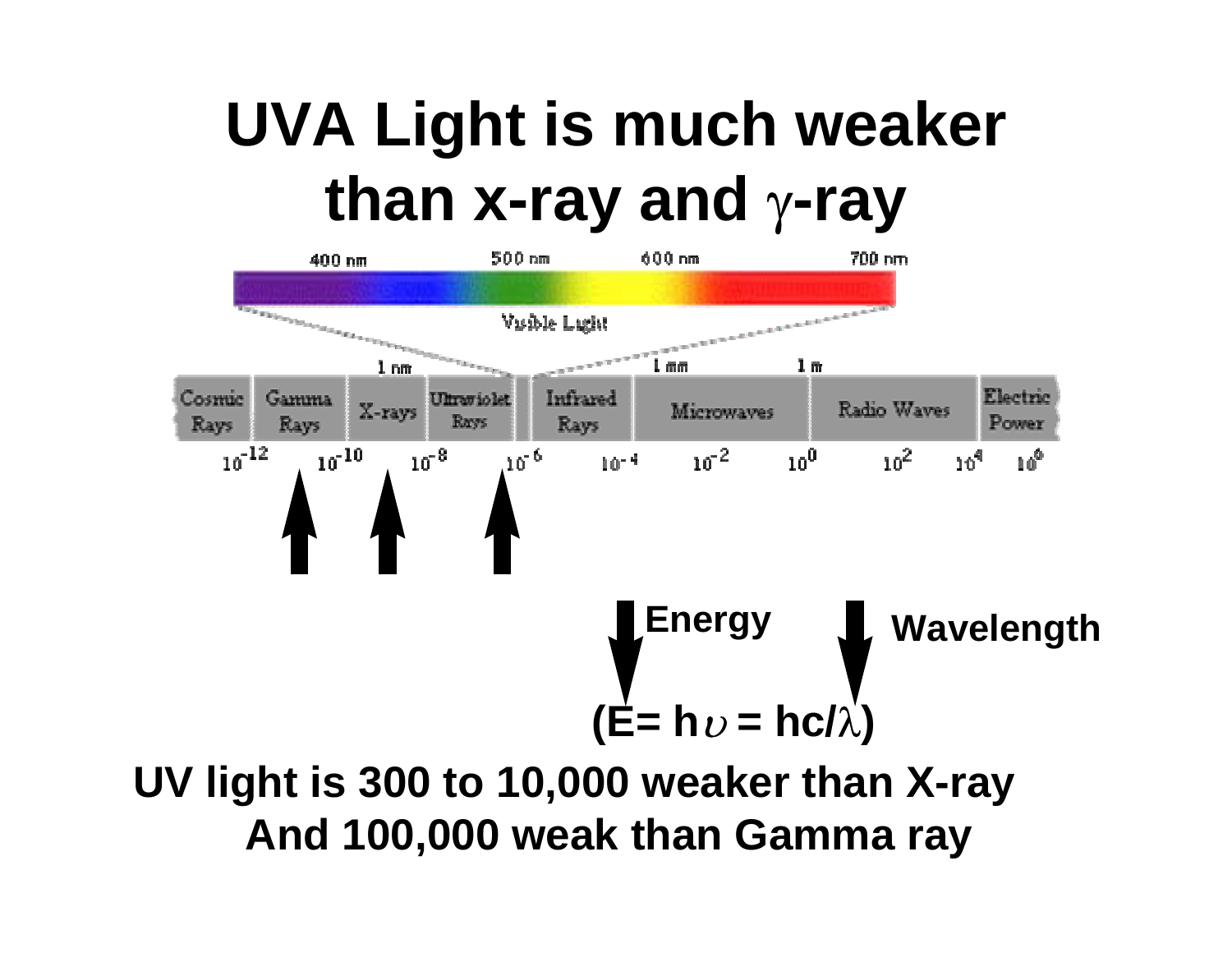# UVA Light is much weaker than x-ray and $\gamma$-ray

400 nm 500 nm 600 nm 700 nm

Visible Light

1 nm 1 mm 1 m

Cosmic Rays | Gamma Rays | X-rays | Ultraviolet Rays | Infrared Rays | Microwaves | Radio Waves | Electric Power

$10^{-12}$ $10^{-10}$ $10^{-8}$ $10^{-6}$ $10^{-4}$ $10^{-2}$ $10^{0}$ $10^{2}$ $10^{4}$ $10^{6}$

Energy Wavelength

$$(E = h\upsilon = hc/\lambda)$$

**UV light is 300 to 10,000 weaker than X-ray And 100,000 weak than Gamma ray**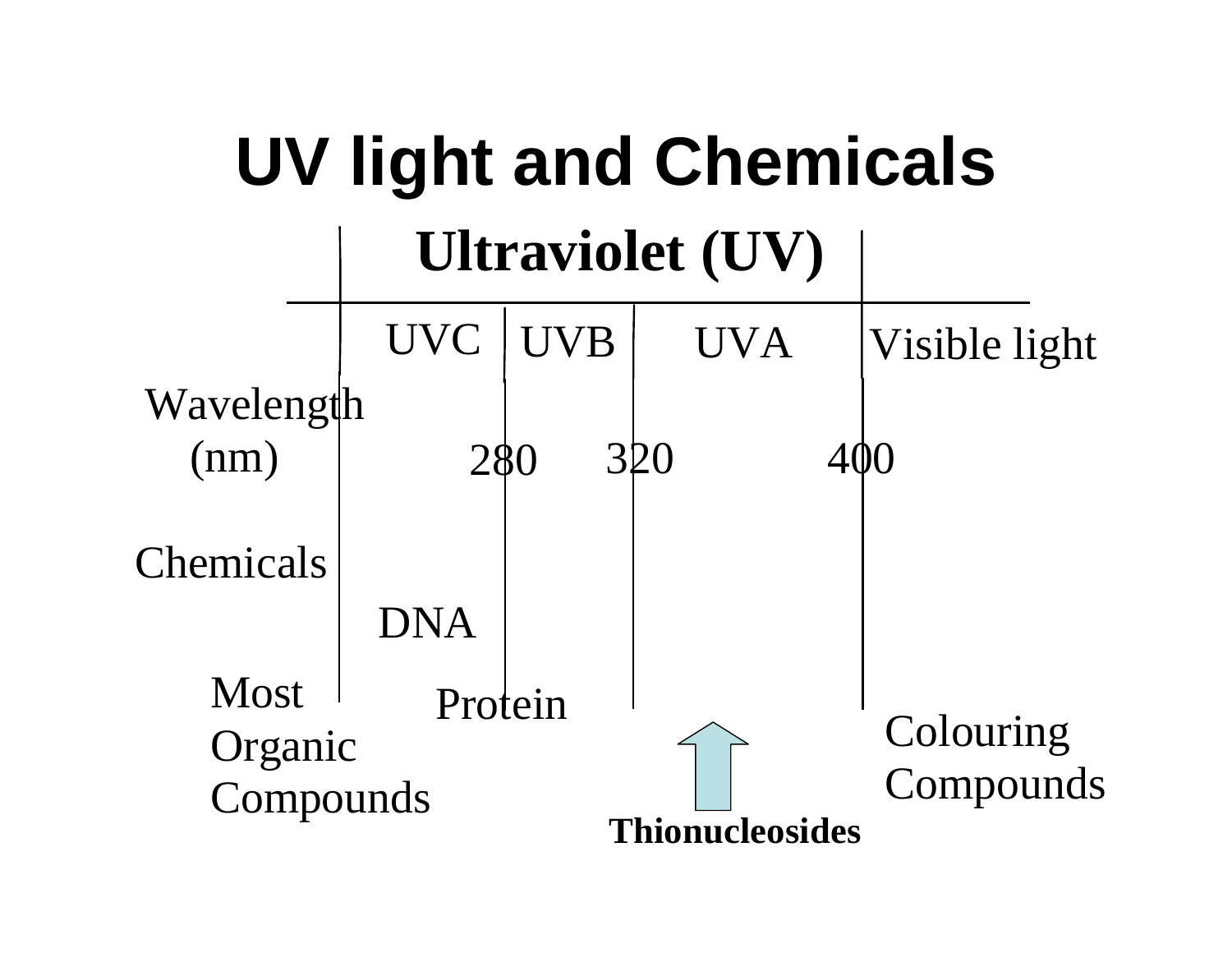# UV light and Chemicals

## Ultraviolet (UV)

| | UVC | UVB | UVA | Visible light |
|---|---|---|---|---|
| Wavelength (nm) | 280 | 320 | 400 | |
| Chemicals | DNA | | | |
| Most Organic Compounds | Protein | | Thionucleosides | Colouring Compounds |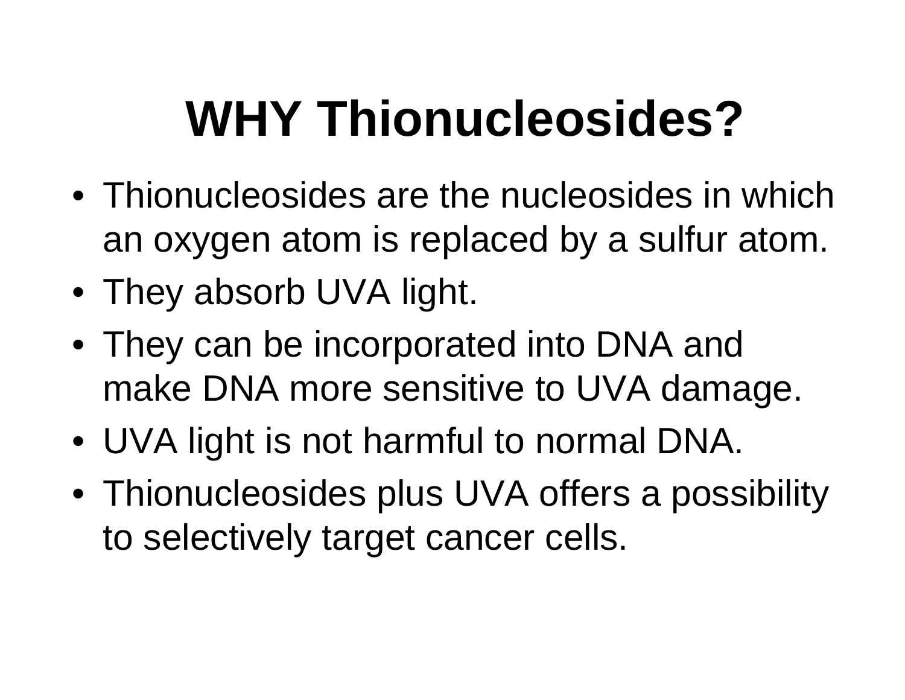# WHY Thionucleosides?

- Thionucleosides are the nucleosides in which an oxygen atom is replaced by a sulfur atom.
- They absorb UVA light.
- They can be incorporated into DNA and make DNA more sensitive to UVA damage.
- UVA light is not harmful to normal DNA.
- Thionucleosides plus UVA offers a possibility to selectively target cancer cells.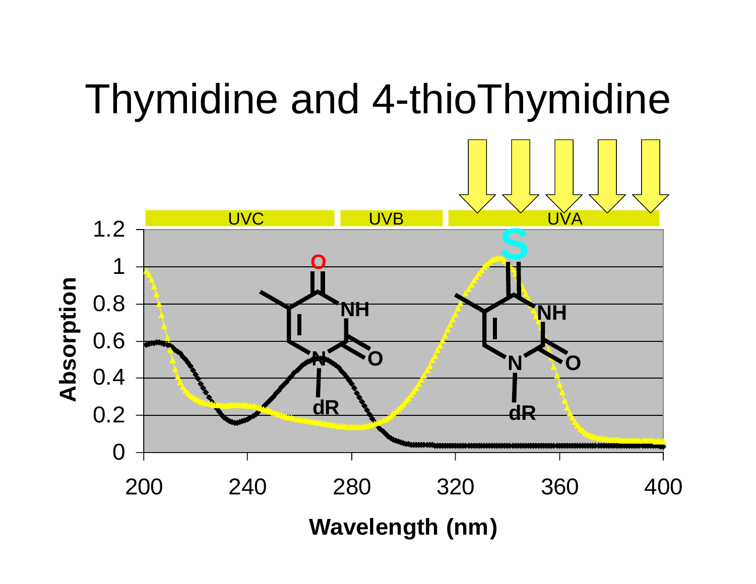# Thymidine and 4-thioThymidine

UVC UVB UVA

Absorption

Wavelength (nm)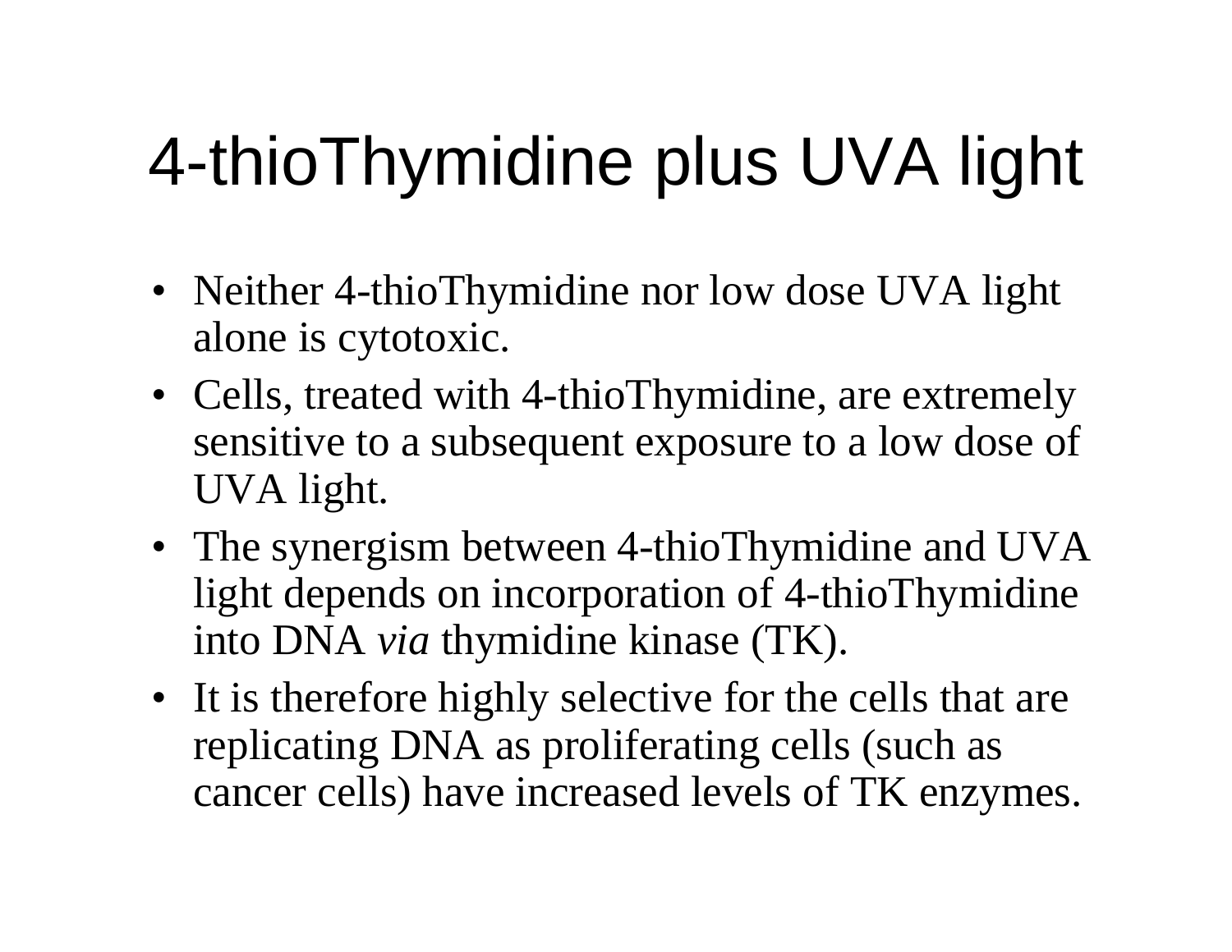# 4-thioThymidine plus UVA light

- Neither 4-thioThymidine nor low dose UVA light alone is cytotoxic.
- Cells, treated with 4-thioThymidine, are extremely sensitive to a subsequent exposure to a low dose of UVA light.
- The synergism between 4-thioThymidine and UVA light depends on incorporation of 4-thioThymidine into DNA *via* thymidine kinase (TK).
- It is therefore highly selective for the cells that are replicating DNA as proliferating cells (such as cancer cells) have increased levels of TK enzymes.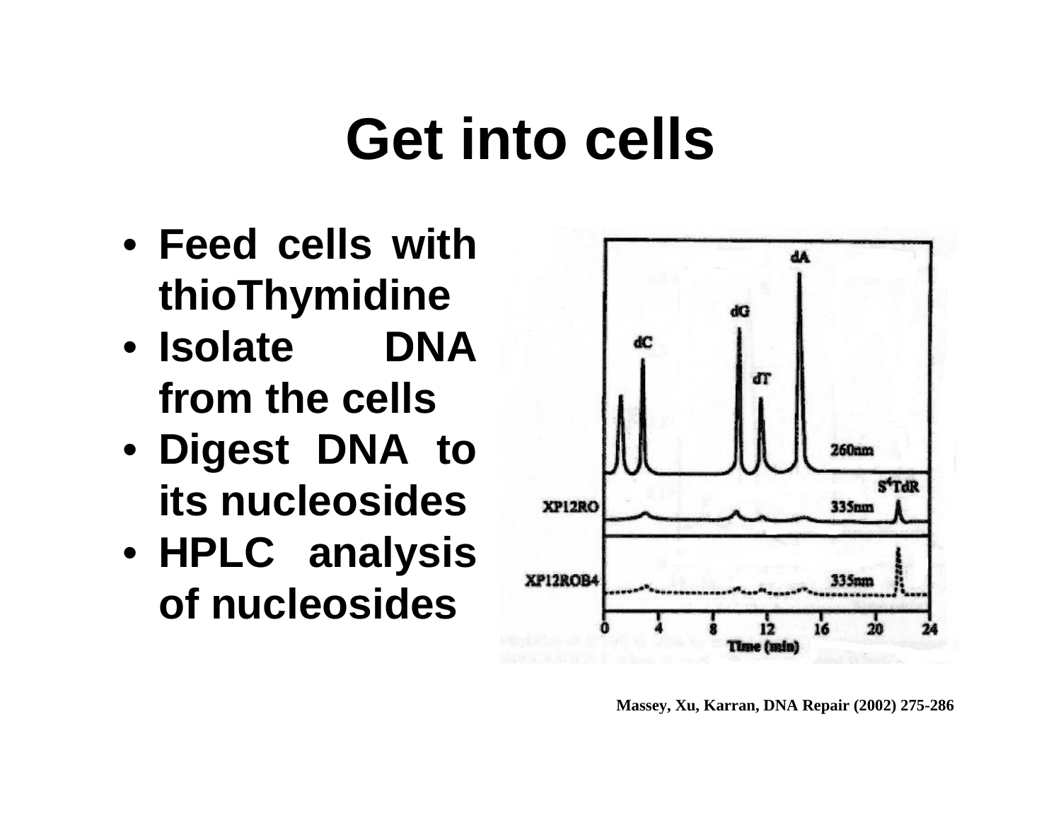# Get into cells

- Feed cells with thioThymidine
- Isolate DNA from the cells
- Digest DNA to its nucleosides
- HPLC analysis of nucleosides

Massey, Xu, Karran, DNA Repair (2002) 275-286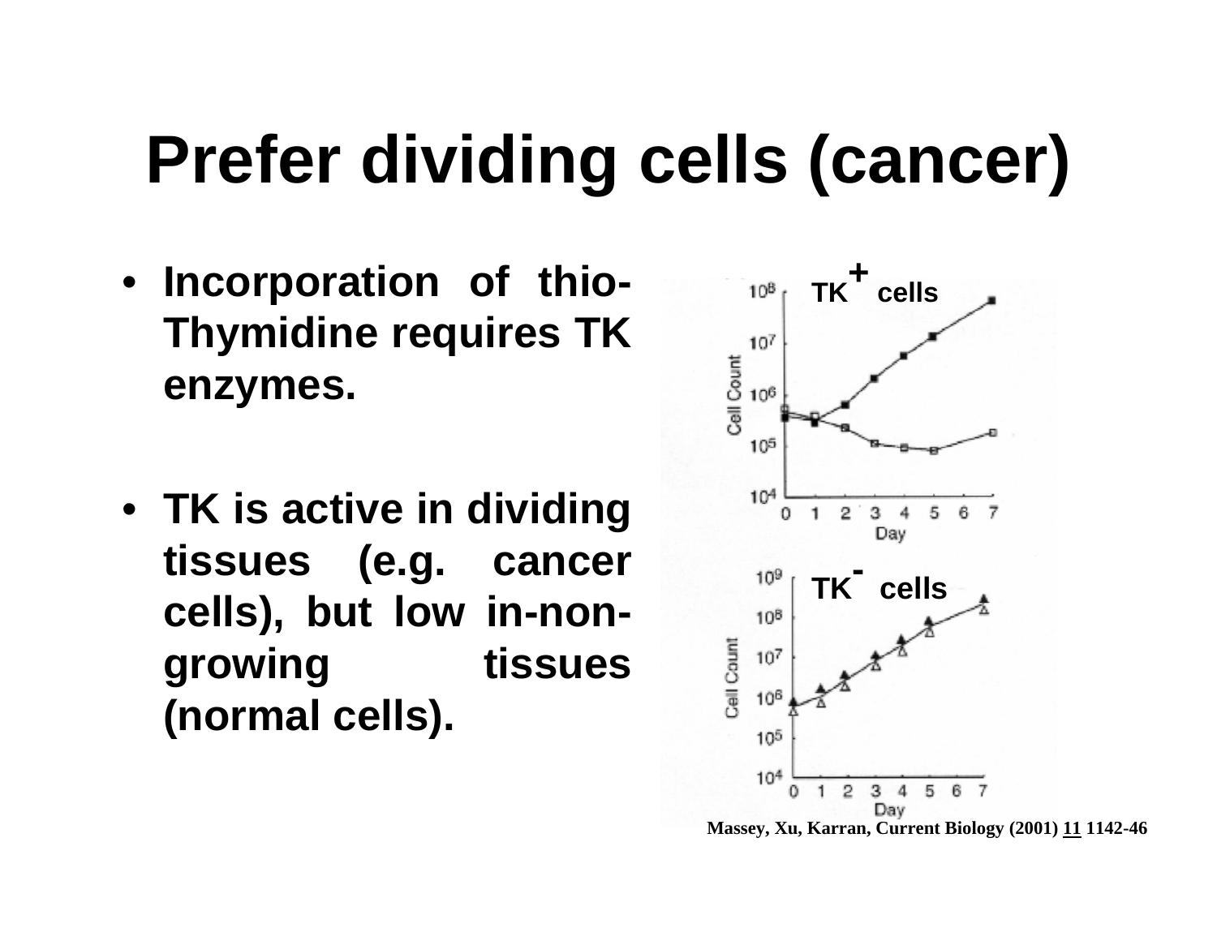# Prefer dividing cells (cancer)

- **Incorporation of thio-Thymidine requires TK enzymes.**
- **TK is active in dividing tissues (e.g. cancer cells), but low in-non-growing tissues (normal cells).**

**$TK^{+}$ cells**

**$TK^{-}$ cells**

**Massey, Xu, Karran, Current Biology (2001) 11 1142-46**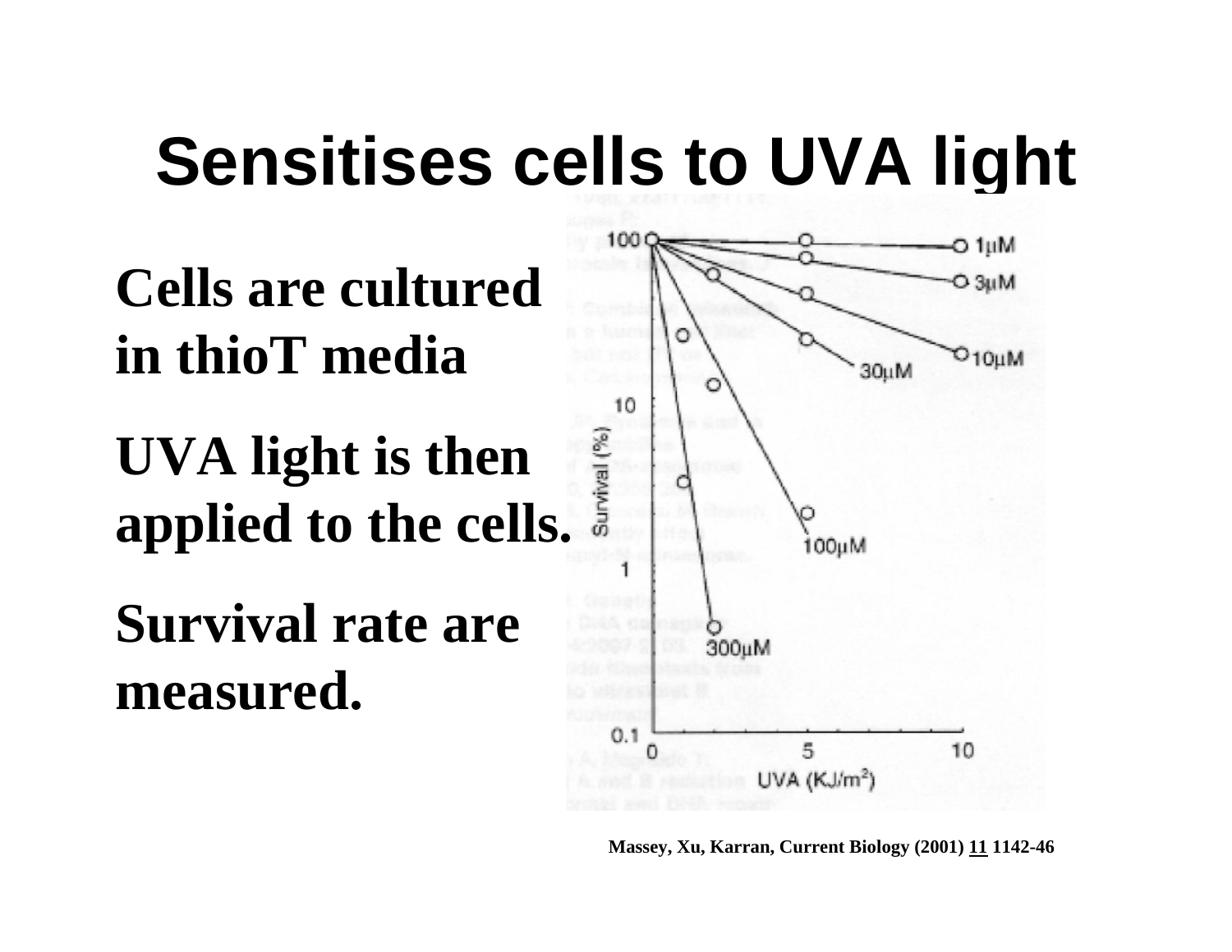# Sensitises cells to UVA light

**Cells are cultured in thioT media**

**UVA light is then applied to the cells.**

**Survival rate are measured.**

**Massey, Xu, Karran, Current Biology (2001) 11 1142-46**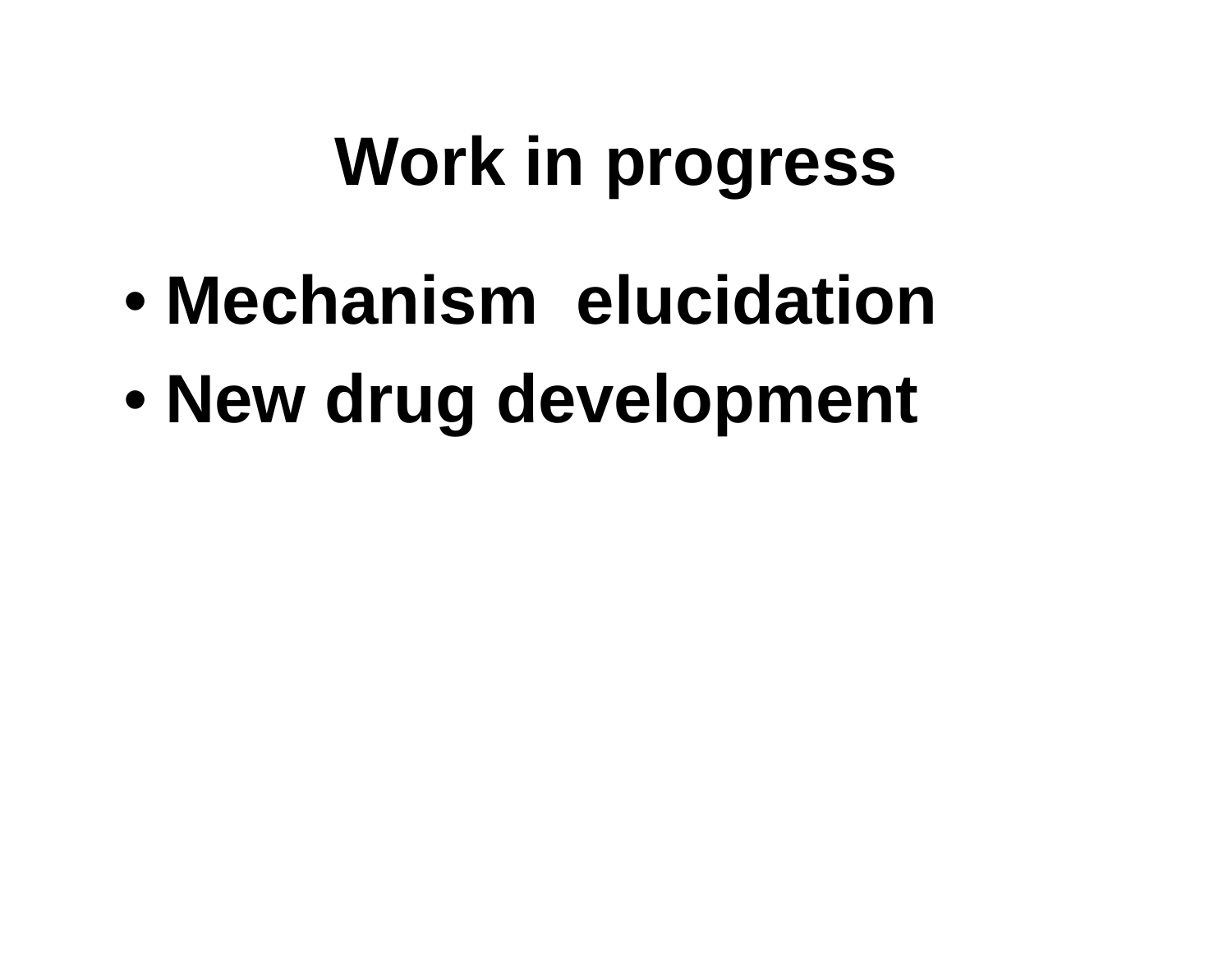# Work in progress

- **Mechanism elucidation**
- **New drug development**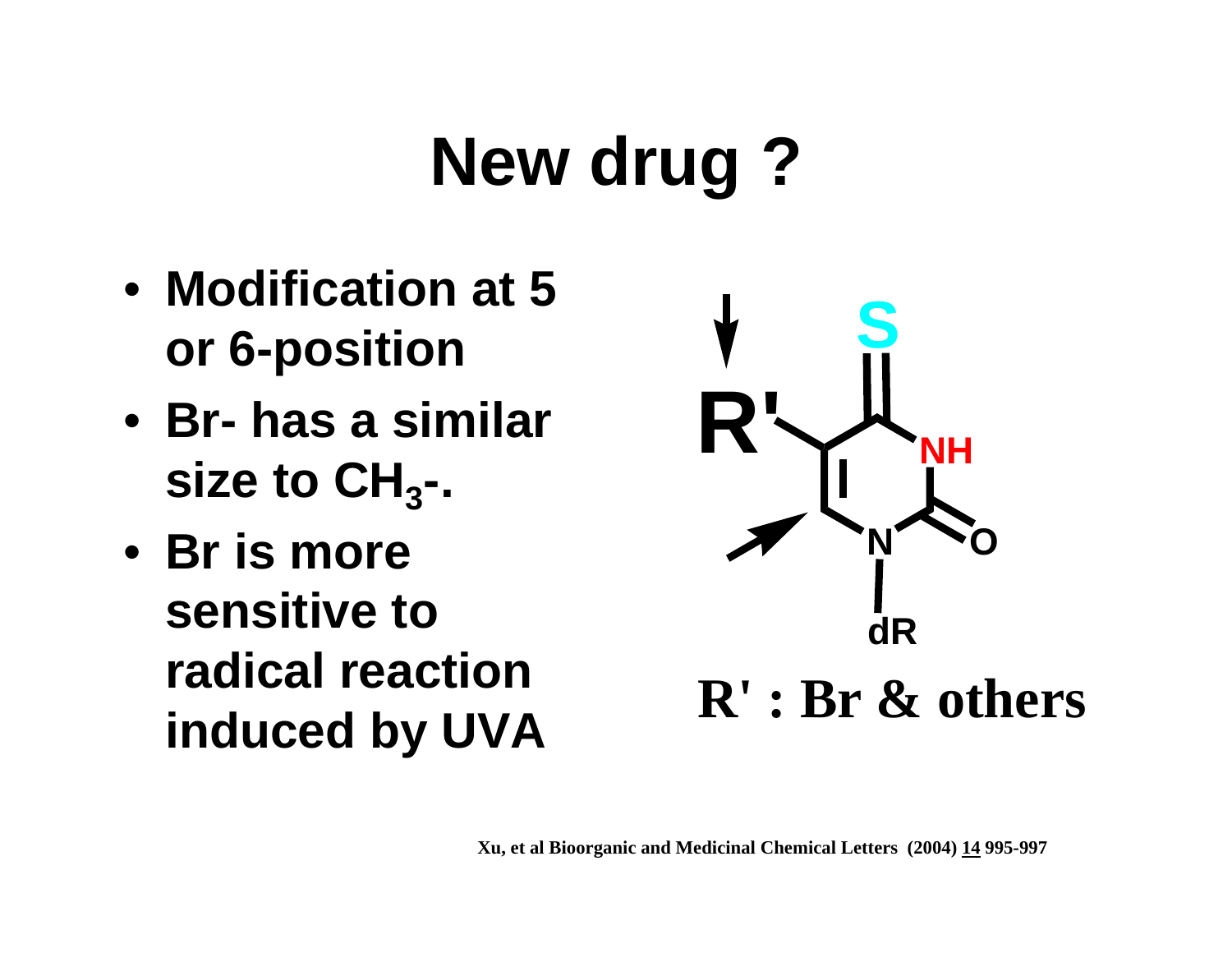# New drug ?

- **Modification at 5 or 6-position**
- **Br- has a similar size to $CH_3$-.**
- **Br is more sensitive to radical reaction induced by UVA**

**R' : Br & others**

**Xu, et al Bioorganic and Medicinal Chemical Letters (2004) 14 995-997**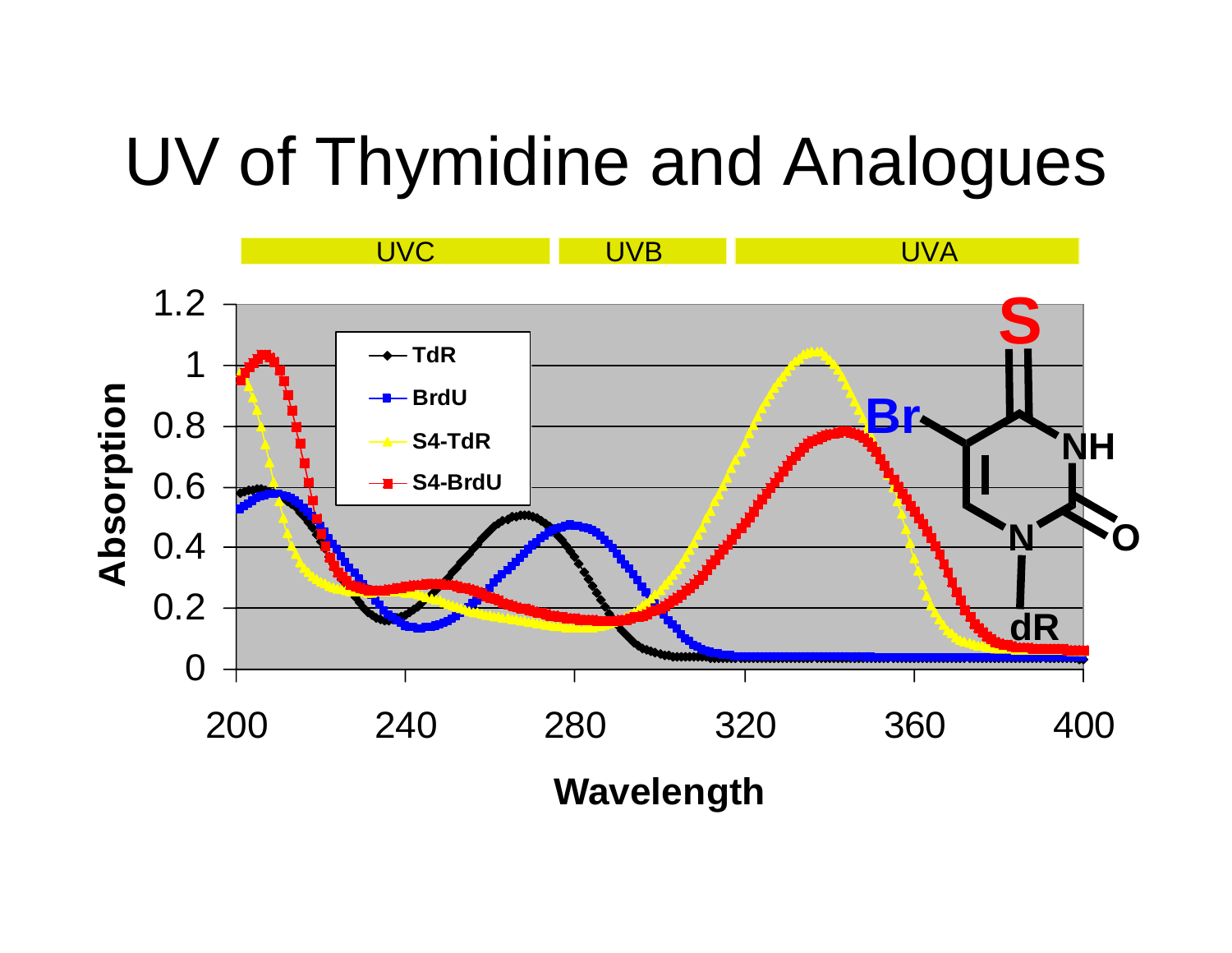# UV of Thymidine and Analogues

UVC | UVB | UVA

Absorption

Wavelength

TdR
BrdU
S4-TdR
S4-BrdU

S
Br
NH
N
O
dR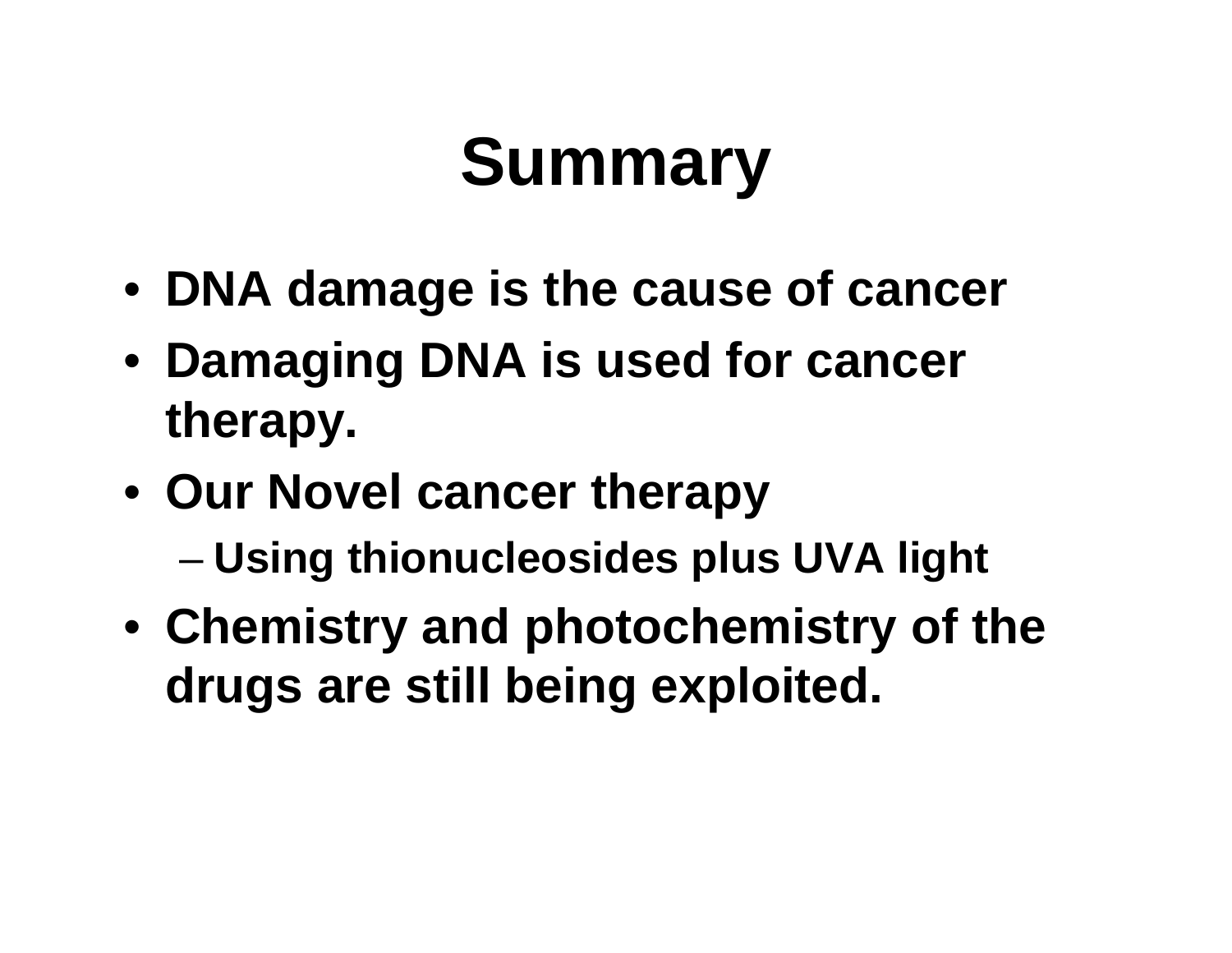# Summary

- **DNA damage is the cause of cancer**
- **Damaging DNA is used for cancer therapy.**
- **Our Novel cancer therapy**
  - **Using thionucleosides plus UVA light**
- **Chemistry and photochemistry of the drugs are still being exploited.**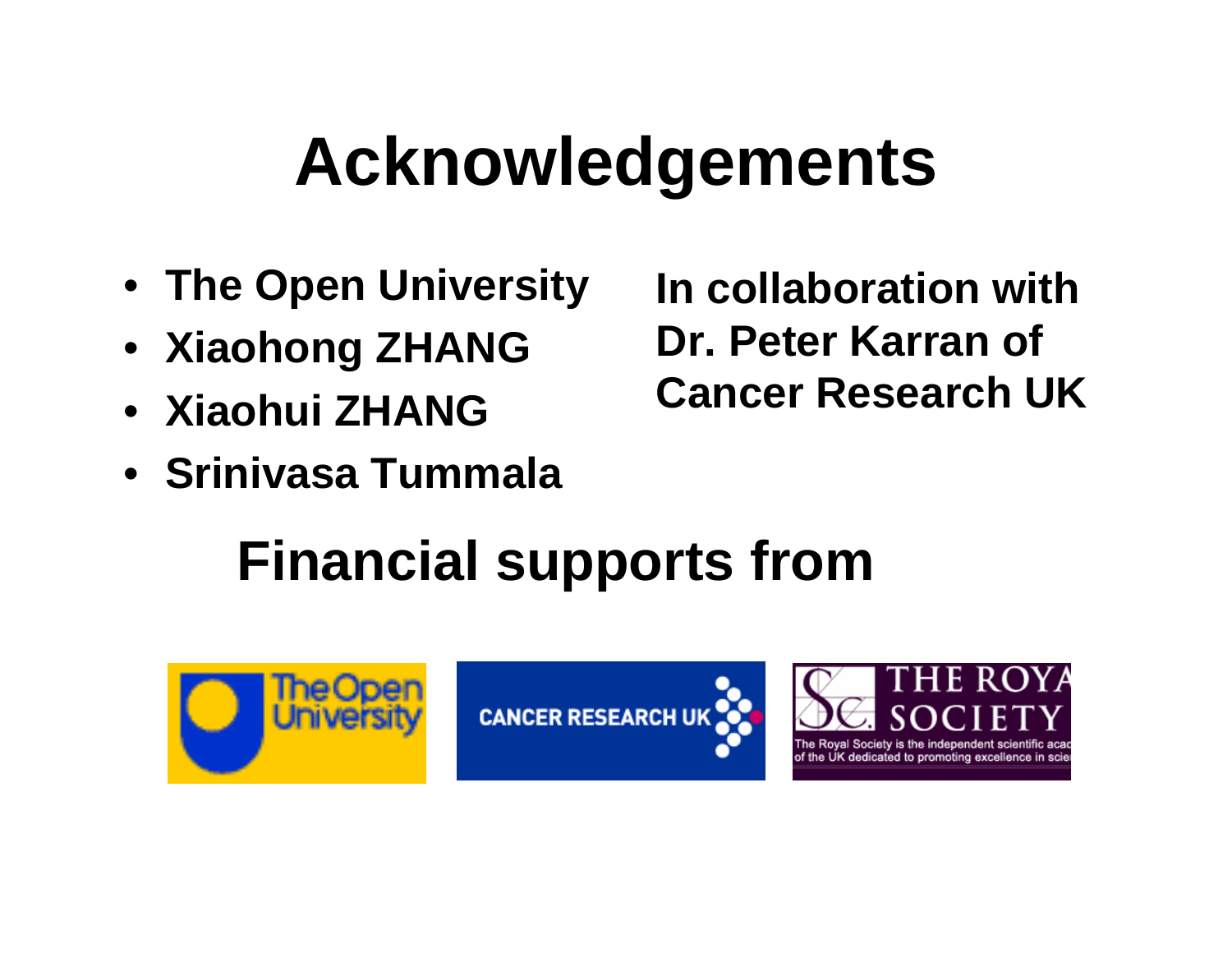# Acknowledgements

- The Open University
- Xiaohong ZHANG
- Xiaohui ZHANG
- Srinivasa Tummala

In collaboration with Dr. Peter Karran of Cancer Research UK

## Financial supports from

The Open University

CANCER RESEARCH UK

THE ROYA SOCIETY

The Royal Society is the independent scientific acad of the UK dedicated to promoting excellence in scie